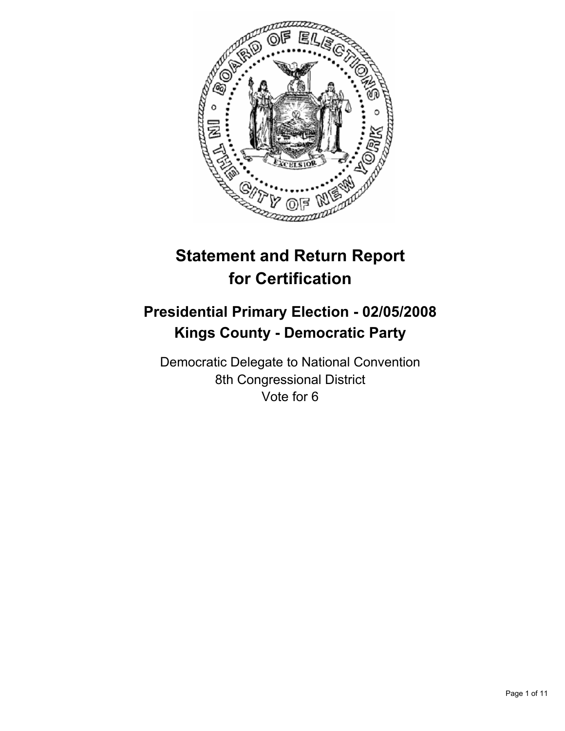# Statement and Return Report for Certification

## Presidential Primary Election - 02/05/2008
## Kings County - Democratic Party

Democratic Delegate to National Convention
8th Congressional District
Vote for 6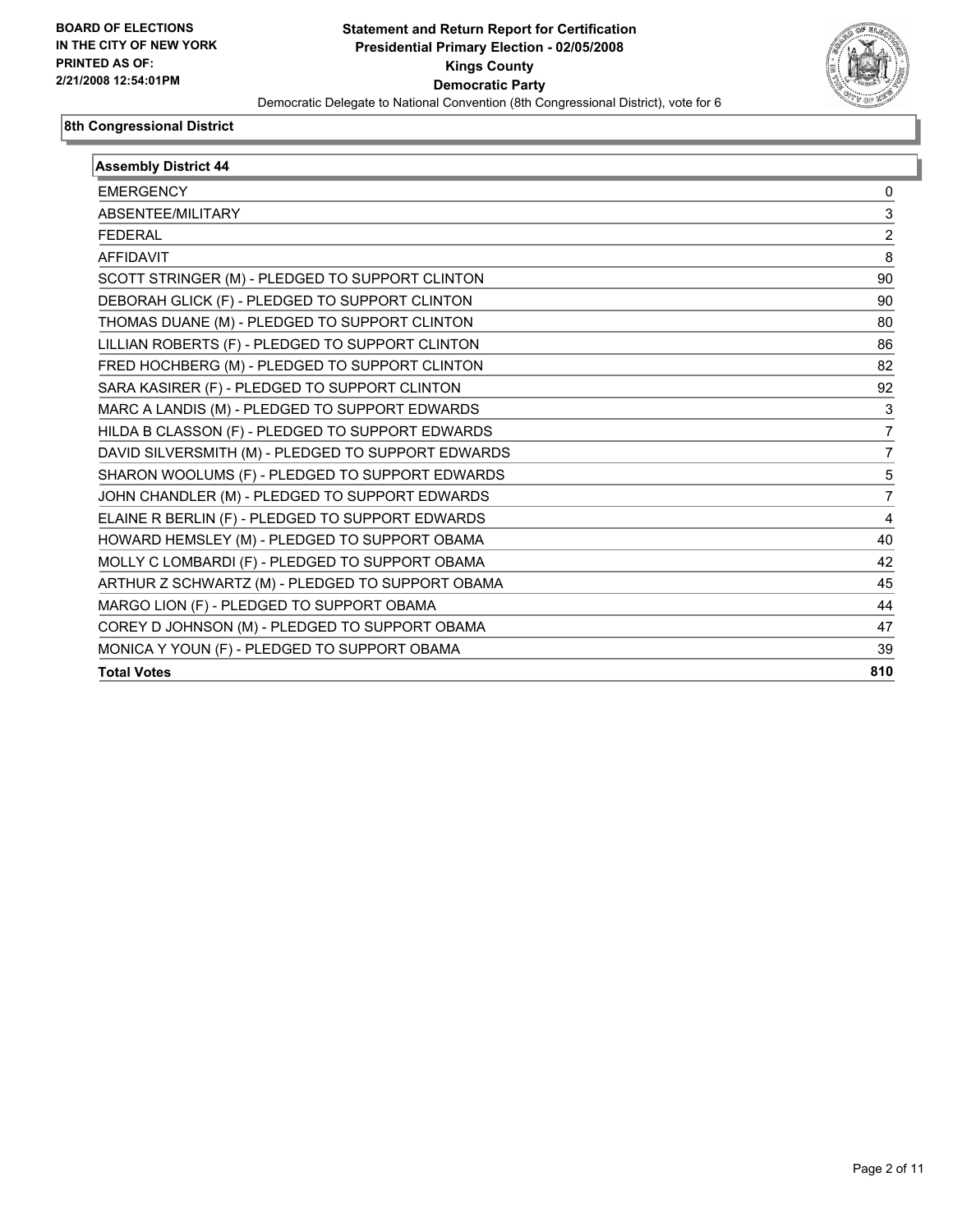**BOARD OF ELECTIONS IN THE CITY OF NEW YORK PRINTED AS OF: 2/21/2008 12:54:01PM**

# Statement and Return Report for Certification
## Presidential Primary Election - 02/05/2008
## Kings County
## Democratic Party
Democratic Delegate to National Convention (8th Congressional District), vote for 6

### 8th Congressional District

| Assembly District 44 | |
|---|---|
| EMERGENCY | 0 |
| ABSENTEE/MILITARY | 3 |
| FEDERAL | 2 |
| AFFIDAVIT | 8 |
| SCOTT STRINGER (M) - PLEDGED TO SUPPORT CLINTON | 90 |
| DEBORAH GLICK (F) - PLEDGED TO SUPPORT CLINTON | 90 |
| THOMAS DUANE (M) - PLEDGED TO SUPPORT CLINTON | 80 |
| LILLIAN ROBERTS (F) - PLEDGED TO SUPPORT CLINTON | 86 |
| FRED HOCHBERG (M) - PLEDGED TO SUPPORT CLINTON | 82 |
| SARA KASIRER (F) - PLEDGED TO SUPPORT CLINTON | 92 |
| MARC A LANDIS (M) - PLEDGED TO SUPPORT EDWARDS | 3 |
| HILDA B CLASSON (F) - PLEDGED TO SUPPORT EDWARDS | 7 |
| DAVID SILVERSMITH (M) - PLEDGED TO SUPPORT EDWARDS | 7 |
| SHARON WOOLUMS (F) - PLEDGED TO SUPPORT EDWARDS | 5 |
| JOHN CHANDLER (M) - PLEDGED TO SUPPORT EDWARDS | 7 |
| ELAINE R BERLIN (F) - PLEDGED TO SUPPORT EDWARDS | 4 |
| HOWARD HEMSLEY (M) - PLEDGED TO SUPPORT OBAMA | 40 |
| MOLLY C LOMBARDI (F) - PLEDGED TO SUPPORT OBAMA | 42 |
| ARTHUR Z SCHWARTZ (M) - PLEDGED TO SUPPORT OBAMA | 45 |
| MARGO LION (F) - PLEDGED TO SUPPORT OBAMA | 44 |
| COREY D JOHNSON (M) - PLEDGED TO SUPPORT OBAMA | 47 |
| MONICA Y YOUN (F) - PLEDGED TO SUPPORT OBAMA | 39 |
| **Total Votes** | **810** |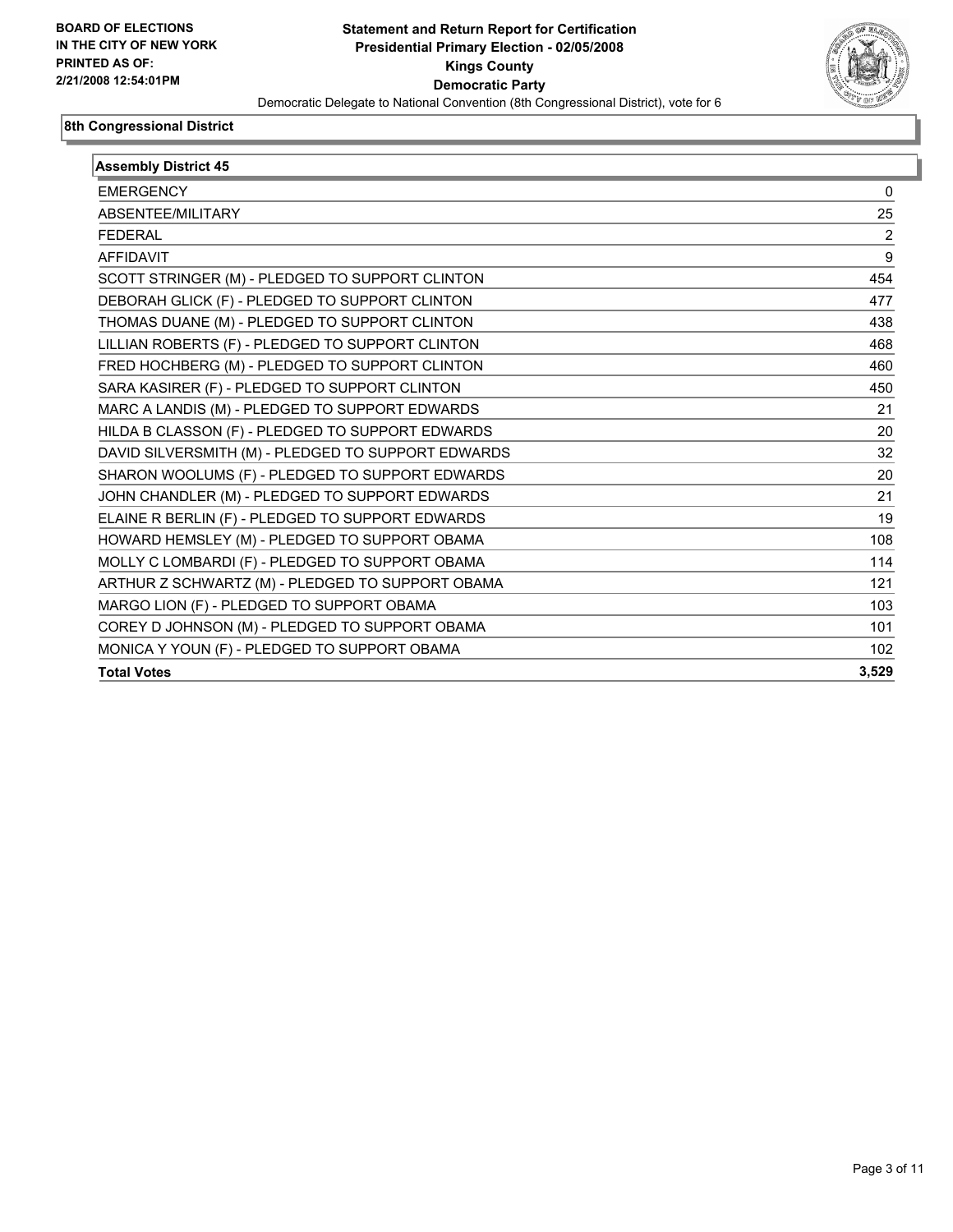**BOARD OF ELECTIONS IN THE CITY OF NEW YORK**
**PRINTED AS OF:**
**2/21/2008 12:54:01PM**

# Statement and Return Report for Certification
## Presidential Primary Election - 02/05/2008
## Kings County
## Democratic Party

Democratic Delegate to National Convention (8th Congressional District), vote for 6

### 8th Congressional District

| Assembly District 45 | |
|---|---|
| EMERGENCY | 0 |
| ABSENTEE/MILITARY | 25 |
| FEDERAL | 2 |
| AFFIDAVIT | 9 |
| SCOTT STRINGER (M) - PLEDGED TO SUPPORT CLINTON | 454 |
| DEBORAH GLICK (F) - PLEDGED TO SUPPORT CLINTON | 477 |
| THOMAS DUANE (M) - PLEDGED TO SUPPORT CLINTON | 438 |
| LILLIAN ROBERTS (F) - PLEDGED TO SUPPORT CLINTON | 468 |
| FRED HOCHBERG (M) - PLEDGED TO SUPPORT CLINTON | 460 |
| SARA KASIRER (F) - PLEDGED TO SUPPORT CLINTON | 450 |
| MARC A LANDIS (M) - PLEDGED TO SUPPORT EDWARDS | 21 |
| HILDA B CLASSON (F) - PLEDGED TO SUPPORT EDWARDS | 20 |
| DAVID SILVERSMITH (M) - PLEDGED TO SUPPORT EDWARDS | 32 |
| SHARON WOOLUMS (F) - PLEDGED TO SUPPORT EDWARDS | 20 |
| JOHN CHANDLER (M) - PLEDGED TO SUPPORT EDWARDS | 21 |
| ELAINE R BERLIN (F) - PLEDGED TO SUPPORT EDWARDS | 19 |
| HOWARD HEMSLEY (M) - PLEDGED TO SUPPORT OBAMA | 108 |
| MOLLY C LOMBARDI (F) - PLEDGED TO SUPPORT OBAMA | 114 |
| ARTHUR Z SCHWARTZ (M) - PLEDGED TO SUPPORT OBAMA | 121 |
| MARGO LION (F) - PLEDGED TO SUPPORT OBAMA | 103 |
| COREY D JOHNSON (M) - PLEDGED TO SUPPORT OBAMA | 101 |
| MONICA Y YOUN (F) - PLEDGED TO SUPPORT OBAMA | 102 |
| **Total Votes** | **3,529** |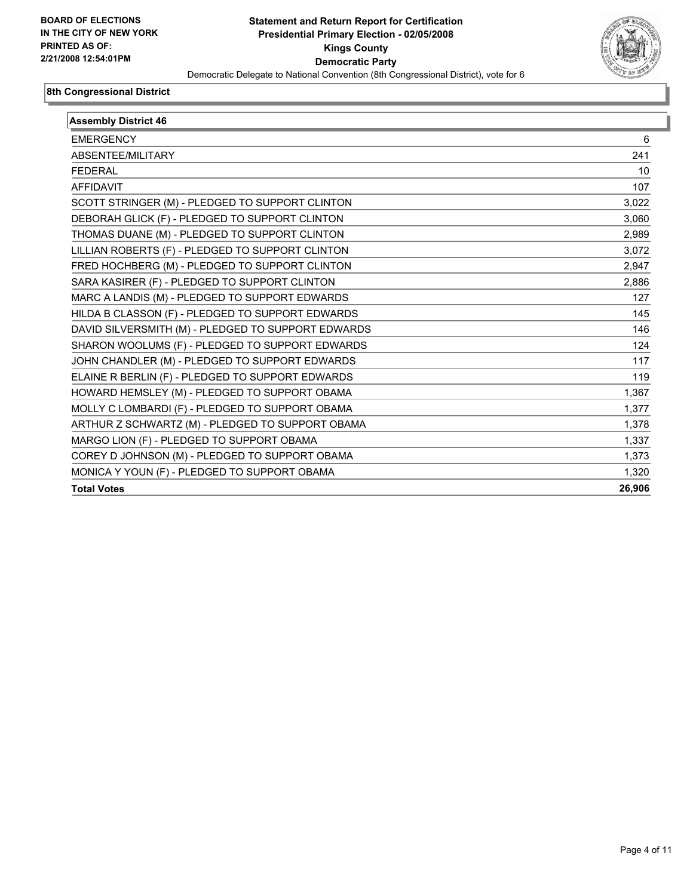**BOARD OF ELECTIONS IN THE CITY OF NEW YORK PRINTED AS OF: 2/21/2008 12:54:01PM**

# Statement and Return Report for Certification
## Presidential Primary Election - 02/05/2008
## Kings County
## Democratic Party

Democratic Delegate to National Convention (8th Congressional District), vote for 6

### 8th Congressional District

| Assembly District 46 | |
|---|---|
| EMERGENCY | 6 |
| ABSENTEE/MILITARY | 241 |
| FEDERAL | 10 |
| AFFIDAVIT | 107 |
| SCOTT STRINGER (M) - PLEDGED TO SUPPORT CLINTON | 3,022 |
| DEBORAH GLICK (F) - PLEDGED TO SUPPORT CLINTON | 3,060 |
| THOMAS DUANE (M) - PLEDGED TO SUPPORT CLINTON | 2,989 |
| LILLIAN ROBERTS (F) - PLEDGED TO SUPPORT CLINTON | 3,072 |
| FRED HOCHBERG (M) - PLEDGED TO SUPPORT CLINTON | 2,947 |
| SARA KASIRER (F) - PLEDGED TO SUPPORT CLINTON | 2,886 |
| MARC A LANDIS (M) - PLEDGED TO SUPPORT EDWARDS | 127 |
| HILDA B CLASSON (F) - PLEDGED TO SUPPORT EDWARDS | 145 |
| DAVID SILVERSMITH (M) - PLEDGED TO SUPPORT EDWARDS | 146 |
| SHARON WOOLUMS (F) - PLEDGED TO SUPPORT EDWARDS | 124 |
| JOHN CHANDLER (M) - PLEDGED TO SUPPORT EDWARDS | 117 |
| ELAINE R BERLIN (F) - PLEDGED TO SUPPORT EDWARDS | 119 |
| HOWARD HEMSLEY (M) - PLEDGED TO SUPPORT OBAMA | 1,367 |
| MOLLY C LOMBARDI (F) - PLEDGED TO SUPPORT OBAMA | 1,377 |
| ARTHUR Z SCHWARTZ (M) - PLEDGED TO SUPPORT OBAMA | 1,378 |
| MARGO LION (F) - PLEDGED TO SUPPORT OBAMA | 1,337 |
| COREY D JOHNSON (M) - PLEDGED TO SUPPORT OBAMA | 1,373 |
| MONICA Y YOUN (F) - PLEDGED TO SUPPORT OBAMA | 1,320 |
| **Total Votes** | **26,906** |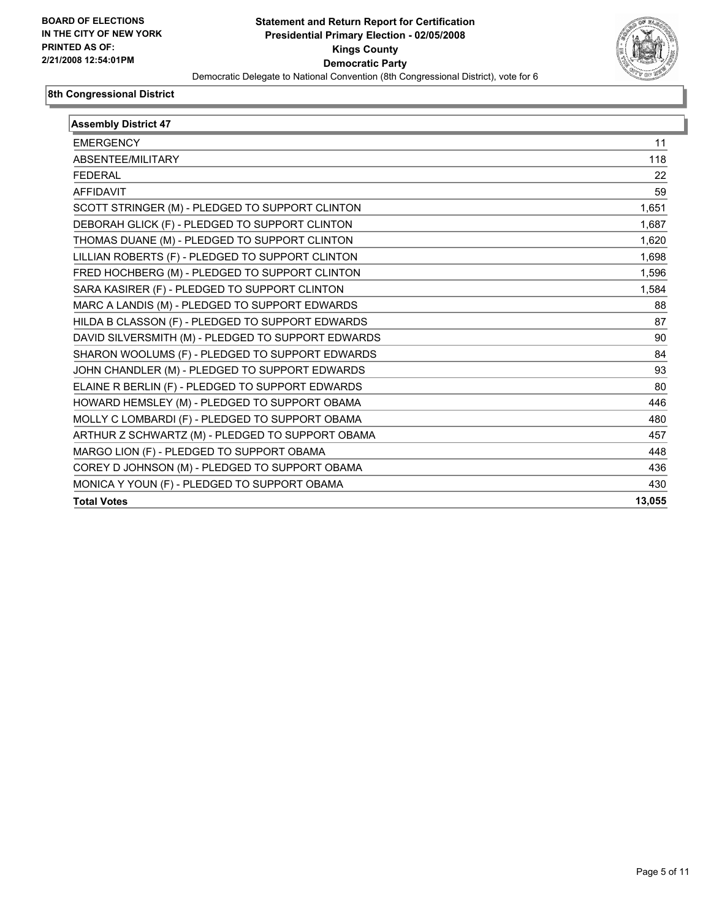**BOARD OF ELECTIONS IN THE CITY OF NEW YORK PRINTED AS OF: 2/21/2008 12:54:01PM**

# Statement and Return Report for Certification
## Presidential Primary Election - 02/05/2008
## Kings County
## Democratic Party

Democratic Delegate to National Convention (8th Congressional District), vote for 6

### 8th Congressional District

| Assembly District 47 | |
|---|---|
| EMERGENCY | 11 |
| ABSENTEE/MILITARY | 118 |
| FEDERAL | 22 |
| AFFIDAVIT | 59 |
| SCOTT STRINGER (M) - PLEDGED TO SUPPORT CLINTON | 1,651 |
| DEBORAH GLICK (F) - PLEDGED TO SUPPORT CLINTON | 1,687 |
| THOMAS DUANE (M) - PLEDGED TO SUPPORT CLINTON | 1,620 |
| LILLIAN ROBERTS (F) - PLEDGED TO SUPPORT CLINTON | 1,698 |
| FRED HOCHBERG (M) - PLEDGED TO SUPPORT CLINTON | 1,596 |
| SARA KASIRER (F) - PLEDGED TO SUPPORT CLINTON | 1,584 |
| MARC A LANDIS (M) - PLEDGED TO SUPPORT EDWARDS | 88 |
| HILDA B CLASSON (F) - PLEDGED TO SUPPORT EDWARDS | 87 |
| DAVID SILVERSMITH (M) - PLEDGED TO SUPPORT EDWARDS | 90 |
| SHARON WOOLUMS (F) - PLEDGED TO SUPPORT EDWARDS | 84 |
| JOHN CHANDLER (M) - PLEDGED TO SUPPORT EDWARDS | 93 |
| ELAINE R BERLIN (F) - PLEDGED TO SUPPORT EDWARDS | 80 |
| HOWARD HEMSLEY (M) - PLEDGED TO SUPPORT OBAMA | 446 |
| MOLLY C LOMBARDI (F) - PLEDGED TO SUPPORT OBAMA | 480 |
| ARTHUR Z SCHWARTZ (M) - PLEDGED TO SUPPORT OBAMA | 457 |
| MARGO LION (F) - PLEDGED TO SUPPORT OBAMA | 448 |
| COREY D JOHNSON (M) - PLEDGED TO SUPPORT OBAMA | 436 |
| MONICA Y YOUN (F) - PLEDGED TO SUPPORT OBAMA | 430 |
| **Total Votes** | **13,055** |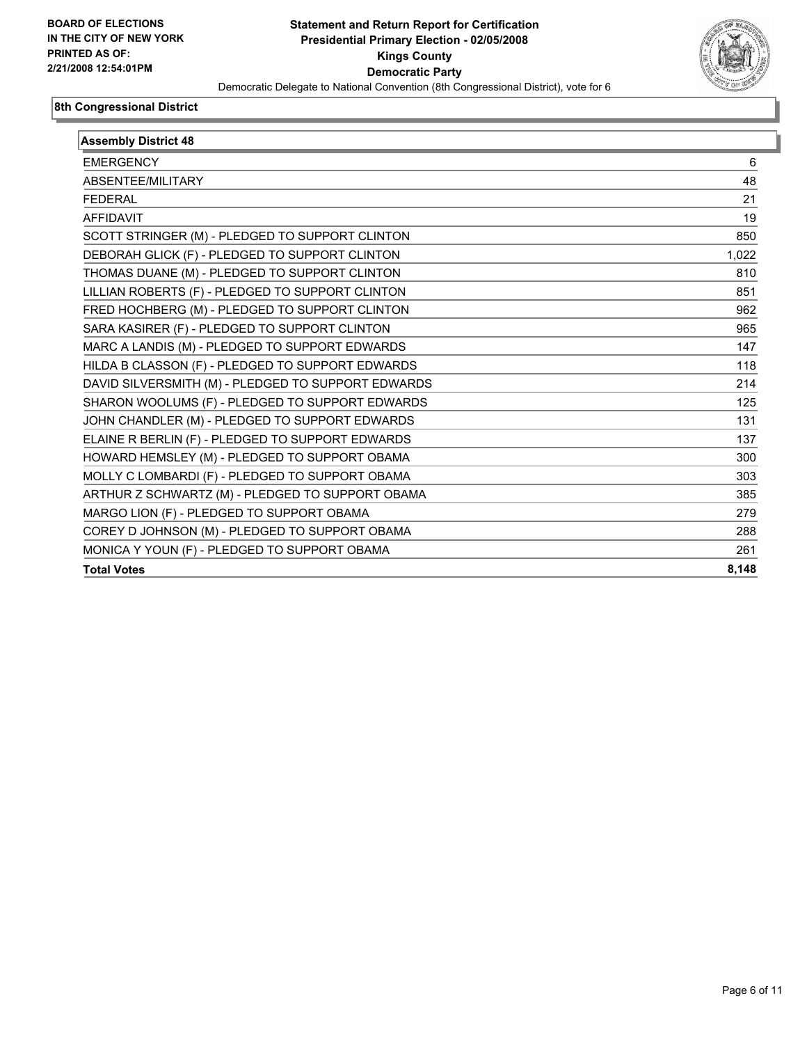**BOARD OF ELECTIONS IN THE CITY OF NEW YORK PRINTED AS OF: 2/21/2008 12:54:01PM**

# Statement and Return Report for Certification
## Presidential Primary Election - 02/05/2008
## Kings County
## Democratic Party

Democratic Delegate to National Convention (8th Congressional District), vote for 6

### 8th Congressional District

| Assembly District 48 | |
|---|---|
| EMERGENCY | 6 |
| ABSENTEE/MILITARY | 48 |
| FEDERAL | 21 |
| AFFIDAVIT | 19 |
| SCOTT STRINGER (M) - PLEDGED TO SUPPORT CLINTON | 850 |
| DEBORAH GLICK (F) - PLEDGED TO SUPPORT CLINTON | 1,022 |
| THOMAS DUANE (M) - PLEDGED TO SUPPORT CLINTON | 810 |
| LILLIAN ROBERTS (F) - PLEDGED TO SUPPORT CLINTON | 851 |
| FRED HOCHBERG (M) - PLEDGED TO SUPPORT CLINTON | 962 |
| SARA KASIRER (F) - PLEDGED TO SUPPORT CLINTON | 965 |
| MARC A LANDIS (M) - PLEDGED TO SUPPORT EDWARDS | 147 |
| HILDA B CLASSON (F) - PLEDGED TO SUPPORT EDWARDS | 118 |
| DAVID SILVERSMITH (M) - PLEDGED TO SUPPORT EDWARDS | 214 |
| SHARON WOOLUMS (F) - PLEDGED TO SUPPORT EDWARDS | 125 |
| JOHN CHANDLER (M) - PLEDGED TO SUPPORT EDWARDS | 131 |
| ELAINE R BERLIN (F) - PLEDGED TO SUPPORT EDWARDS | 137 |
| HOWARD HEMSLEY (M) - PLEDGED TO SUPPORT OBAMA | 300 |
| MOLLY C LOMBARDI (F) - PLEDGED TO SUPPORT OBAMA | 303 |
| ARTHUR Z SCHWARTZ (M) - PLEDGED TO SUPPORT OBAMA | 385 |
| MARGO LION (F) - PLEDGED TO SUPPORT OBAMA | 279 |
| COREY D JOHNSON (M) - PLEDGED TO SUPPORT OBAMA | 288 |
| MONICA Y YOUN (F) - PLEDGED TO SUPPORT OBAMA | 261 |
| **Total Votes** | **8,148** |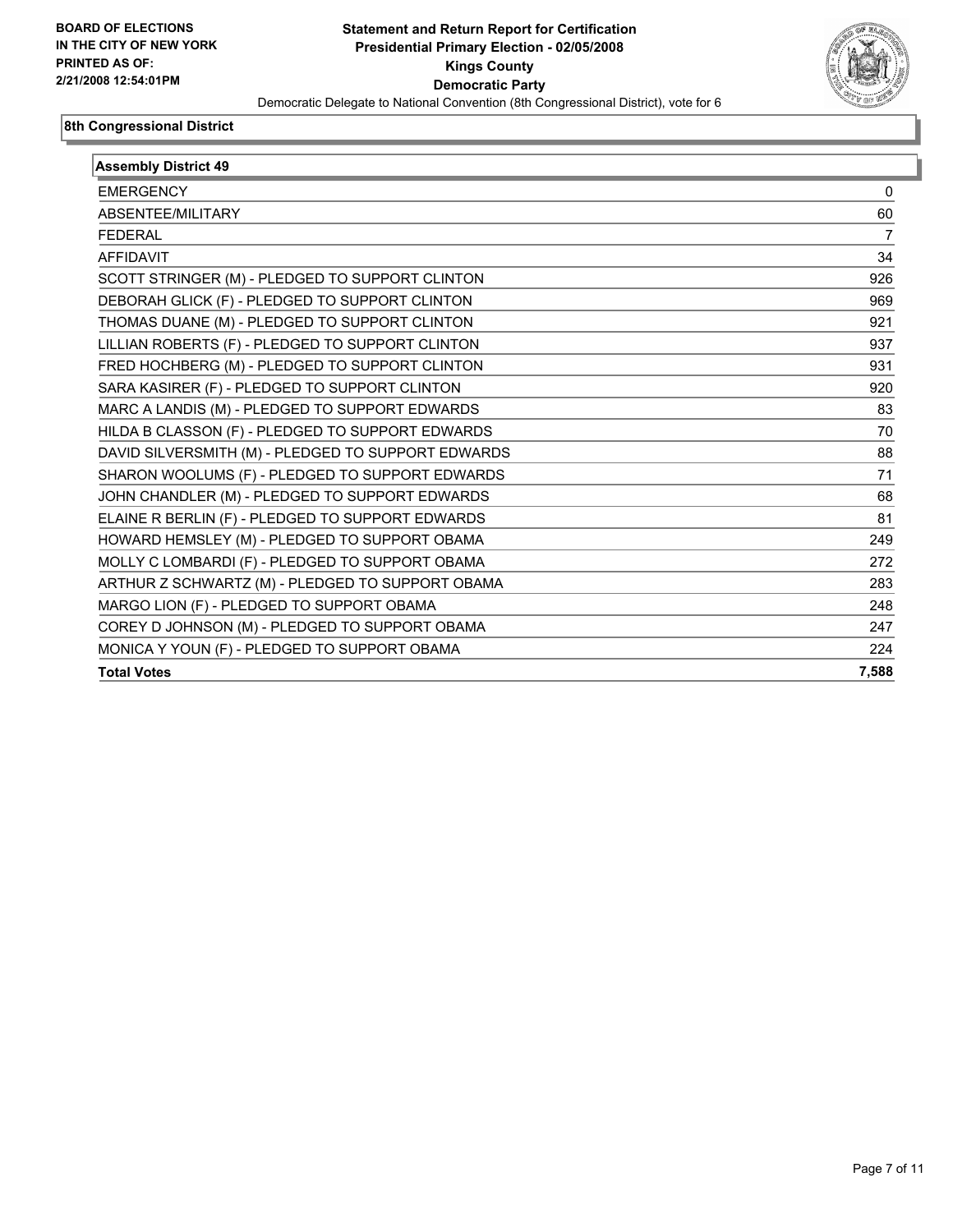BOARD OF ELECTIONS
IN THE CITY OF NEW YORK
PRINTED AS OF:
2/21/2008 12:54:01PM

**Statement and Return Report for Certification**
**Presidential Primary Election - 02/05/2008**
**Kings County**
**Democratic Party**
Democratic Delegate to National Convention (8th Congressional District), vote for 6

## 8th Congressional District

| Assembly District 49 | |
|---|---|
| EMERGENCY | 0 |
| ABSENTEE/MILITARY | 60 |
| FEDERAL | 7 |
| AFFIDAVIT | 34 |
| SCOTT STRINGER (M) - PLEDGED TO SUPPORT CLINTON | 926 |
| DEBORAH GLICK (F) - PLEDGED TO SUPPORT CLINTON | 969 |
| THOMAS DUANE (M) - PLEDGED TO SUPPORT CLINTON | 921 |
| LILLIAN ROBERTS (F) - PLEDGED TO SUPPORT CLINTON | 937 |
| FRED HOCHBERG (M) - PLEDGED TO SUPPORT CLINTON | 931 |
| SARA KASIRER (F) - PLEDGED TO SUPPORT CLINTON | 920 |
| MARC A LANDIS (M) - PLEDGED TO SUPPORT EDWARDS | 83 |
| HILDA B CLASSON (F) - PLEDGED TO SUPPORT EDWARDS | 70 |
| DAVID SILVERSMITH (M) - PLEDGED TO SUPPORT EDWARDS | 88 |
| SHARON WOOLUMS (F) - PLEDGED TO SUPPORT EDWARDS | 71 |
| JOHN CHANDLER (M) - PLEDGED TO SUPPORT EDWARDS | 68 |
| ELAINE R BERLIN (F) - PLEDGED TO SUPPORT EDWARDS | 81 |
| HOWARD HEMSLEY (M) - PLEDGED TO SUPPORT OBAMA | 249 |
| MOLLY C LOMBARDI (F) - PLEDGED TO SUPPORT OBAMA | 272 |
| ARTHUR Z SCHWARTZ (M) - PLEDGED TO SUPPORT OBAMA | 283 |
| MARGO LION (F) - PLEDGED TO SUPPORT OBAMA | 248 |
| COREY D JOHNSON (M) - PLEDGED TO SUPPORT OBAMA | 247 |
| MONICA Y YOUN (F) - PLEDGED TO SUPPORT OBAMA | 224 |
| **Total Votes** | **7,588** |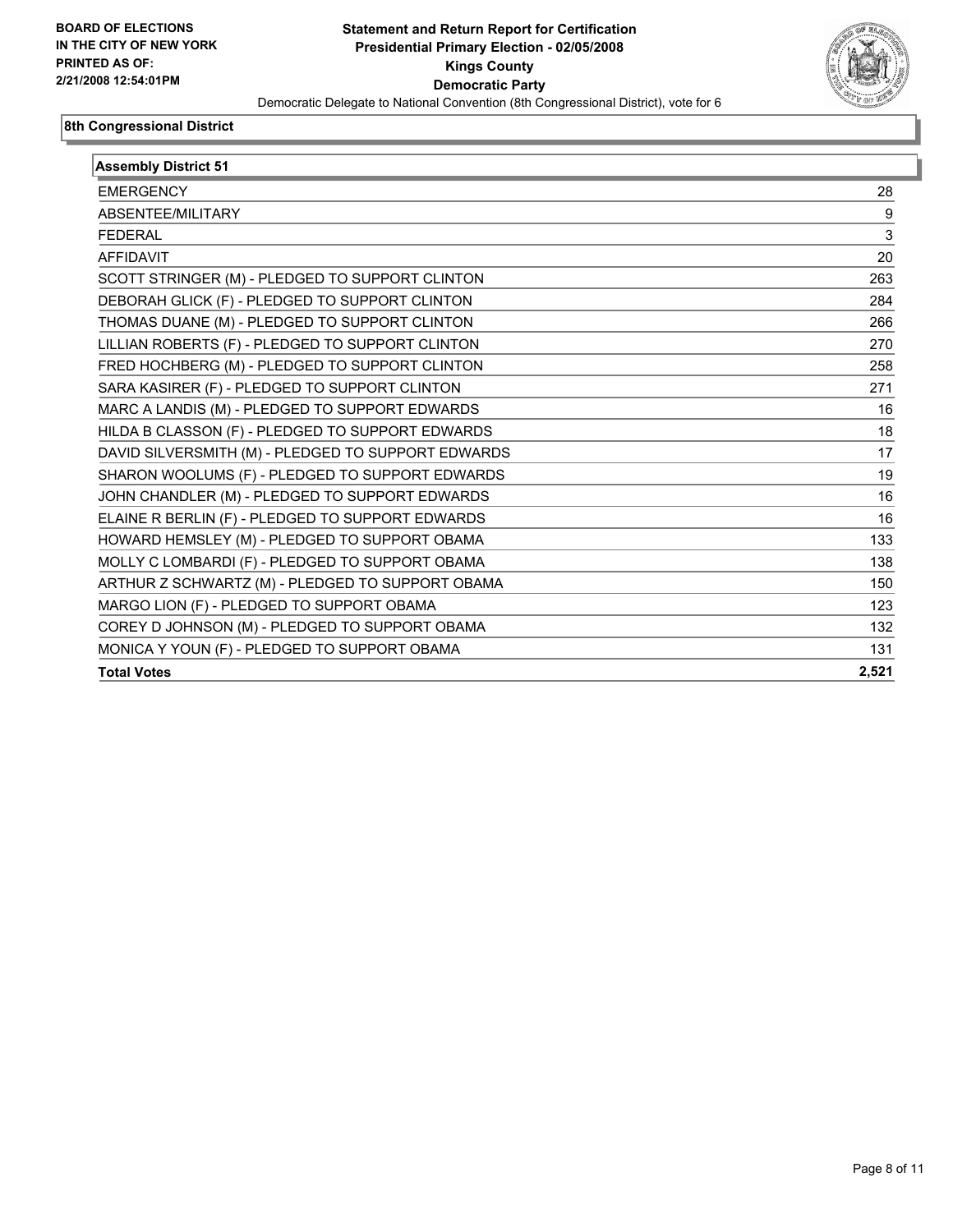BOARD OF ELECTIONS
IN THE CITY OF NEW YORK
PRINTED AS OF:
2/21/2008 12:54:01PM

**Statement and Return Report for Certification**
**Presidential Primary Election - 02/05/2008**
**Kings County**
**Democratic Party**
Democratic Delegate to National Convention (8th Congressional District), vote for 6

## 8th Congressional District

| Assembly District 51 | |
|---|---|
| EMERGENCY | 28 |
| ABSENTEE/MILITARY | 9 |
| FEDERAL | 3 |
| AFFIDAVIT | 20 |
| SCOTT STRINGER (M) - PLEDGED TO SUPPORT CLINTON | 263 |
| DEBORAH GLICK (F) - PLEDGED TO SUPPORT CLINTON | 284 |
| THOMAS DUANE (M) - PLEDGED TO SUPPORT CLINTON | 266 |
| LILLIAN ROBERTS (F) - PLEDGED TO SUPPORT CLINTON | 270 |
| FRED HOCHBERG (M) - PLEDGED TO SUPPORT CLINTON | 258 |
| SARA KASIRER (F) - PLEDGED TO SUPPORT CLINTON | 271 |
| MARC A LANDIS (M) - PLEDGED TO SUPPORT EDWARDS | 16 |
| HILDA B CLASSON (F) - PLEDGED TO SUPPORT EDWARDS | 18 |
| DAVID SILVERSMITH (M) - PLEDGED TO SUPPORT EDWARDS | 17 |
| SHARON WOOLUMS (F) - PLEDGED TO SUPPORT EDWARDS | 19 |
| JOHN CHANDLER (M) - PLEDGED TO SUPPORT EDWARDS | 16 |
| ELAINE R BERLIN (F) - PLEDGED TO SUPPORT EDWARDS | 16 |
| HOWARD HEMSLEY (M) - PLEDGED TO SUPPORT OBAMA | 133 |
| MOLLY C LOMBARDI (F) - PLEDGED TO SUPPORT OBAMA | 138 |
| ARTHUR Z SCHWARTZ (M) - PLEDGED TO SUPPORT OBAMA | 150 |
| MARGO LION (F) - PLEDGED TO SUPPORT OBAMA | 123 |
| COREY D JOHNSON (M) - PLEDGED TO SUPPORT OBAMA | 132 |
| MONICA Y YOUN (F) - PLEDGED TO SUPPORT OBAMA | 131 |
| **Total Votes** | **2,521** |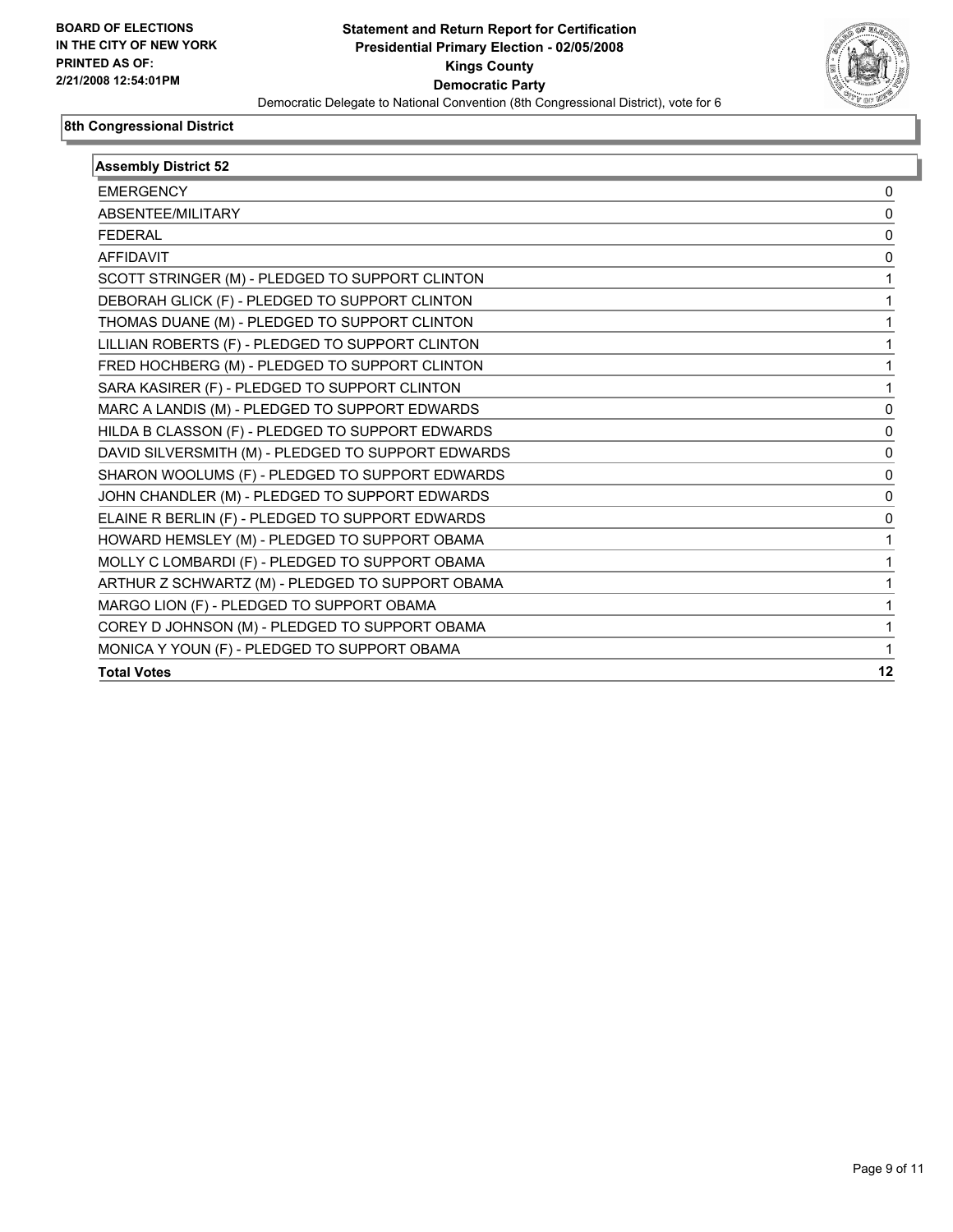**BOARD OF ELECTIONS IN THE CITY OF NEW YORK PRINTED AS OF: 2/21/2008 12:54:01PM**

# Statement and Return Report for Certification
## Presidential Primary Election - 02/05/2008
## Kings County
## Democratic Party

Democratic Delegate to National Convention (8th Congressional District), vote for 6

### 8th Congressional District

| Assembly District 52 | |
|---|---|
| EMERGENCY | 0 |
| ABSENTEE/MILITARY | 0 |
| FEDERAL | 0 |
| AFFIDAVIT | 0 |
| SCOTT STRINGER (M) - PLEDGED TO SUPPORT CLINTON | 1 |
| DEBORAH GLICK (F) - PLEDGED TO SUPPORT CLINTON | 1 |
| THOMAS DUANE (M) - PLEDGED TO SUPPORT CLINTON | 1 |
| LILLIAN ROBERTS (F) - PLEDGED TO SUPPORT CLINTON | 1 |
| FRED HOCHBERG (M) - PLEDGED TO SUPPORT CLINTON | 1 |
| SARA KASIRER (F) - PLEDGED TO SUPPORT CLINTON | 1 |
| MARC A LANDIS (M) - PLEDGED TO SUPPORT EDWARDS | 0 |
| HILDA B CLASSON (F) - PLEDGED TO SUPPORT EDWARDS | 0 |
| DAVID SILVERSMITH (M) - PLEDGED TO SUPPORT EDWARDS | 0 |
| SHARON WOOLUMS (F) - PLEDGED TO SUPPORT EDWARDS | 0 |
| JOHN CHANDLER (M) - PLEDGED TO SUPPORT EDWARDS | 0 |
| ELAINE R BERLIN (F) - PLEDGED TO SUPPORT EDWARDS | 0 |
| HOWARD HEMSLEY (M) - PLEDGED TO SUPPORT OBAMA | 1 |
| MOLLY C LOMBARDI (F) - PLEDGED TO SUPPORT OBAMA | 1 |
| ARTHUR Z SCHWARTZ (M) - PLEDGED TO SUPPORT OBAMA | 1 |
| MARGO LION (F) - PLEDGED TO SUPPORT OBAMA | 1 |
| COREY D JOHNSON (M) - PLEDGED TO SUPPORT OBAMA | 1 |
| MONICA Y YOUN (F) - PLEDGED TO SUPPORT OBAMA | 1 |
| **Total Votes** | **12** |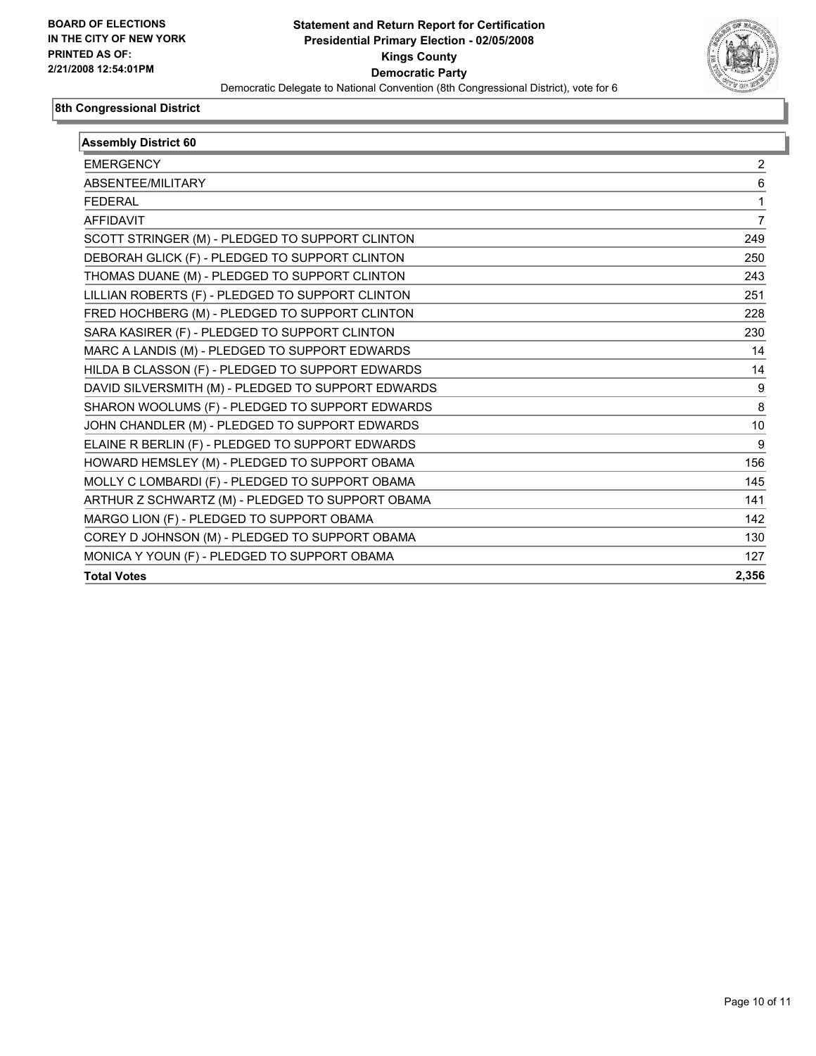**BOARD OF ELECTIONS IN THE CITY OF NEW YORK PRINTED AS OF: 2/21/2008 12:54:01PM**

# Statement and Return Report for Certification
## Presidential Primary Election - 02/05/2008
## Kings County
## Democratic Party
### Democratic Delegate to National Convention (8th Congressional District), vote for 6

**8th Congressional District**

| Assembly District 60 | |
|---|---|
| EMERGENCY | 2 |
| ABSENTEE/MILITARY | 6 |
| FEDERAL | 1 |
| AFFIDAVIT | 7 |
| SCOTT STRINGER (M) - PLEDGED TO SUPPORT CLINTON | 249 |
| DEBORAH GLICK (F) - PLEDGED TO SUPPORT CLINTON | 250 |
| THOMAS DUANE (M) - PLEDGED TO SUPPORT CLINTON | 243 |
| LILLIAN ROBERTS (F) - PLEDGED TO SUPPORT CLINTON | 251 |
| FRED HOCHBERG (M) - PLEDGED TO SUPPORT CLINTON | 228 |
| SARA KASIRER (F) - PLEDGED TO SUPPORT CLINTON | 230 |
| MARC A LANDIS (M) - PLEDGED TO SUPPORT EDWARDS | 14 |
| HILDA B CLASSON (F) - PLEDGED TO SUPPORT EDWARDS | 14 |
| DAVID SILVERSMITH (M) - PLEDGED TO SUPPORT EDWARDS | 9 |
| SHARON WOOLUMS (F) - PLEDGED TO SUPPORT EDWARDS | 8 |
| JOHN CHANDLER (M) - PLEDGED TO SUPPORT EDWARDS | 10 |
| ELAINE R BERLIN (F) - PLEDGED TO SUPPORT EDWARDS | 9 |
| HOWARD HEMSLEY (M) - PLEDGED TO SUPPORT OBAMA | 156 |
| MOLLY C LOMBARDI (F) - PLEDGED TO SUPPORT OBAMA | 145 |
| ARTHUR Z SCHWARTZ (M) - PLEDGED TO SUPPORT OBAMA | 141 |
| MARGO LION (F) - PLEDGED TO SUPPORT OBAMA | 142 |
| COREY D JOHNSON (M) - PLEDGED TO SUPPORT OBAMA | 130 |
| MONICA Y YOUN (F) - PLEDGED TO SUPPORT OBAMA | 127 |
| **Total Votes** | **2,356** |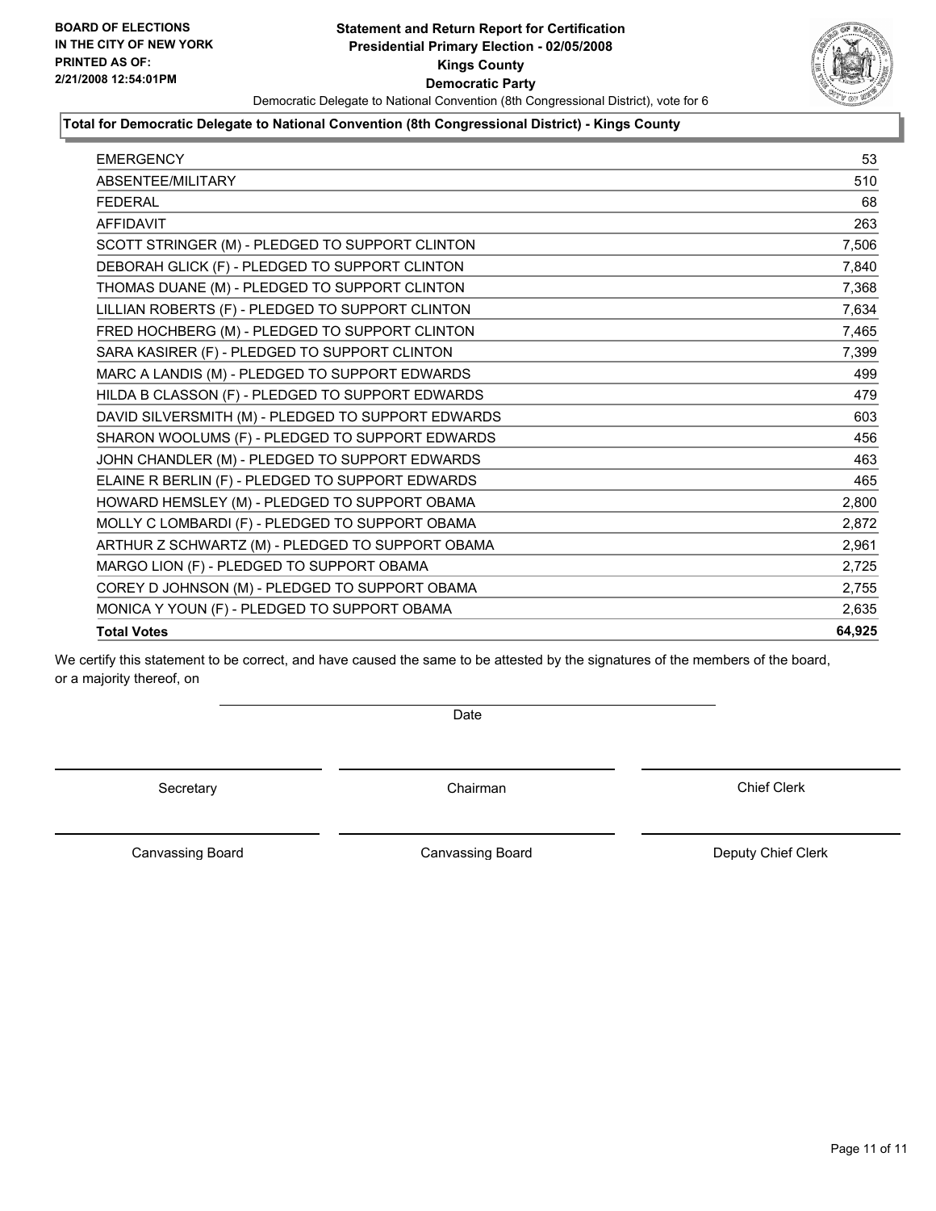**BOARD OF ELECTIONS IN THE CITY OF NEW YORK PRINTED AS OF: 2/21/2008 12:54:01PM**

**Statement and Return Report for Certification Presidential Primary Election - 02/05/2008 Kings County Democratic Party**

Democratic Delegate to National Convention (8th Congressional District), vote for 6

**Total for Democratic Delegate to National Convention (8th Congressional District) - Kings County**

| | |
|---|---|
| EMERGENCY | 53 |
| ABSENTEE/MILITARY | 510 |
| FEDERAL | 68 |
| AFFIDAVIT | 263 |
| SCOTT STRINGER (M) - PLEDGED TO SUPPORT CLINTON | 7,506 |
| DEBORAH GLICK (F) - PLEDGED TO SUPPORT CLINTON | 7,840 |
| THOMAS DUANE (M) - PLEDGED TO SUPPORT CLINTON | 7,368 |
| LILLIAN ROBERTS (F) - PLEDGED TO SUPPORT CLINTON | 7,634 |
| FRED HOCHBERG (M) - PLEDGED TO SUPPORT CLINTON | 7,465 |
| SARA KASIRER (F) - PLEDGED TO SUPPORT CLINTON | 7,399 |
| MARC A LANDIS (M) - PLEDGED TO SUPPORT EDWARDS | 499 |
| HILDA B CLASSON (F) - PLEDGED TO SUPPORT EDWARDS | 479 |
| DAVID SILVERSMITH (M) - PLEDGED TO SUPPORT EDWARDS | 603 |
| SHARON WOOLUMS (F) - PLEDGED TO SUPPORT EDWARDS | 456 |
| JOHN CHANDLER (M) - PLEDGED TO SUPPORT EDWARDS | 463 |
| ELAINE R BERLIN (F) - PLEDGED TO SUPPORT EDWARDS | 465 |
| HOWARD HEMSLEY (M) - PLEDGED TO SUPPORT OBAMA | 2,800 |
| MOLLY C LOMBARDI (F) - PLEDGED TO SUPPORT OBAMA | 2,872 |
| ARTHUR Z SCHWARTZ (M) - PLEDGED TO SUPPORT OBAMA | 2,961 |
| MARGO LION (F) - PLEDGED TO SUPPORT OBAMA | 2,725 |
| COREY D JOHNSON (M) - PLEDGED TO SUPPORT OBAMA | 2,755 |
| MONICA Y YOUN (F) - PLEDGED TO SUPPORT OBAMA | 2,635 |
| **Total Votes** | **64,925** |

We certify this statement to be correct, and have caused the same to be attested by the signatures of the members of the board, or a majority thereof, on

Date

Secretary | Chairman | Chief Clerk

Canvassing Board | Canvassing Board | Deputy Chief Clerk